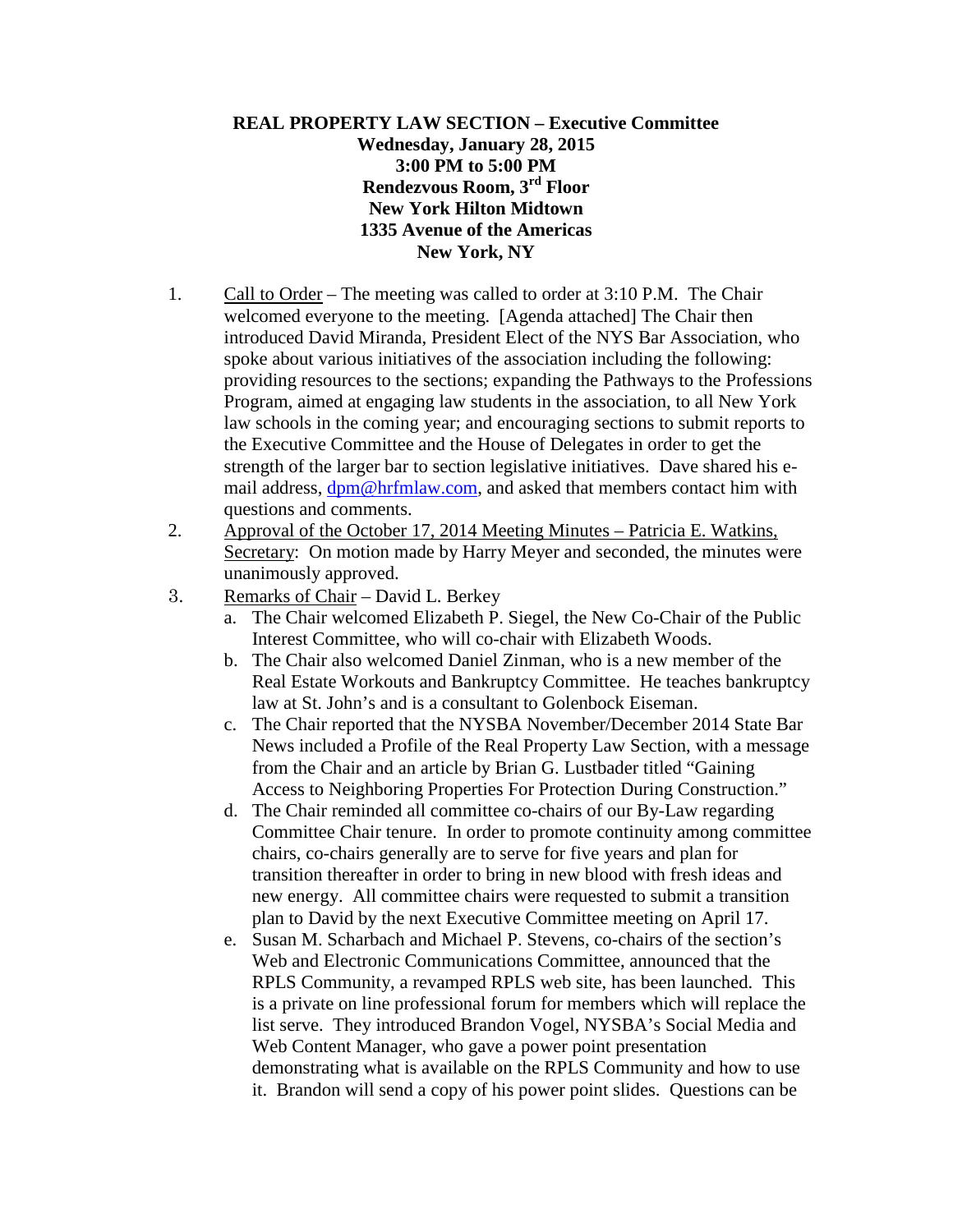**REAL PROPERTY LAW SECTION – Executive Committee**
**Wednesday, January 28, 2015**
**3:00 PM to 5:00 PM**
**Rendezvous Room, 3rd Floor**
**New York Hilton Midtown**
**1335 Avenue of the Americas**
**New York, NY**

1. Call to Order – The meeting was called to order at 3:10 P.M. The Chair welcomed everyone to the meeting. [Agenda attached] The Chair then introduced David Miranda, President Elect of the NYS Bar Association, who spoke about various initiatives of the association including the following: providing resources to the sections; expanding the Pathways to the Professions Program, aimed at engaging law students in the association, to all New York law schools in the coming year; and encouraging sections to submit reports to the Executive Committee and the House of Delegates in order to get the strength of the larger bar to section legislative initiatives. Dave shared his e-mail address, dpm@hrfmlaw.com, and asked that members contact him with questions and comments.
2. Approval of the October 17, 2014 Meeting Minutes – Patricia E. Watkins, Secretary: On motion made by Harry Meyer and seconded, the minutes were unanimously approved.
3. Remarks of Chair – David L. Berkey
   a. The Chair welcomed Elizabeth P. Siegel, the New Co-Chair of the Public Interest Committee, who will co-chair with Elizabeth Woods.
   b. The Chair also welcomed Daniel Zinman, who is a new member of the Real Estate Workouts and Bankruptcy Committee. He teaches bankruptcy law at St. John's and is a consultant to Golenbock Eiseman.
   c. The Chair reported that the NYSBA November/December 2014 State Bar News included a Profile of the Real Property Law Section, with a message from the Chair and an article by Brian G. Lustbader titled "Gaining Access to Neighboring Properties For Protection During Construction."
   d. The Chair reminded all committee co-chairs of our By-Law regarding Committee Chair tenure. In order to promote continuity among committee chairs, co-chairs generally are to serve for five years and plan for transition thereafter in order to bring in new blood with fresh ideas and new energy. All committee chairs were requested to submit a transition plan to David by the next Executive Committee meeting on April 17.
   e. Susan M. Scharbach and Michael P. Stevens, co-chairs of the section's Web and Electronic Communications Committee, announced that the RPLS Community, a revamped RPLS web site, has been launched. This is a private on line professional forum for members which will replace the list serve. They introduced Brandon Vogel, NYSBA's Social Media and Web Content Manager, who gave a power point presentation demonstrating what is available on the RPLS Community and how to use it. Brandon will send a copy of his power point slides. Questions can be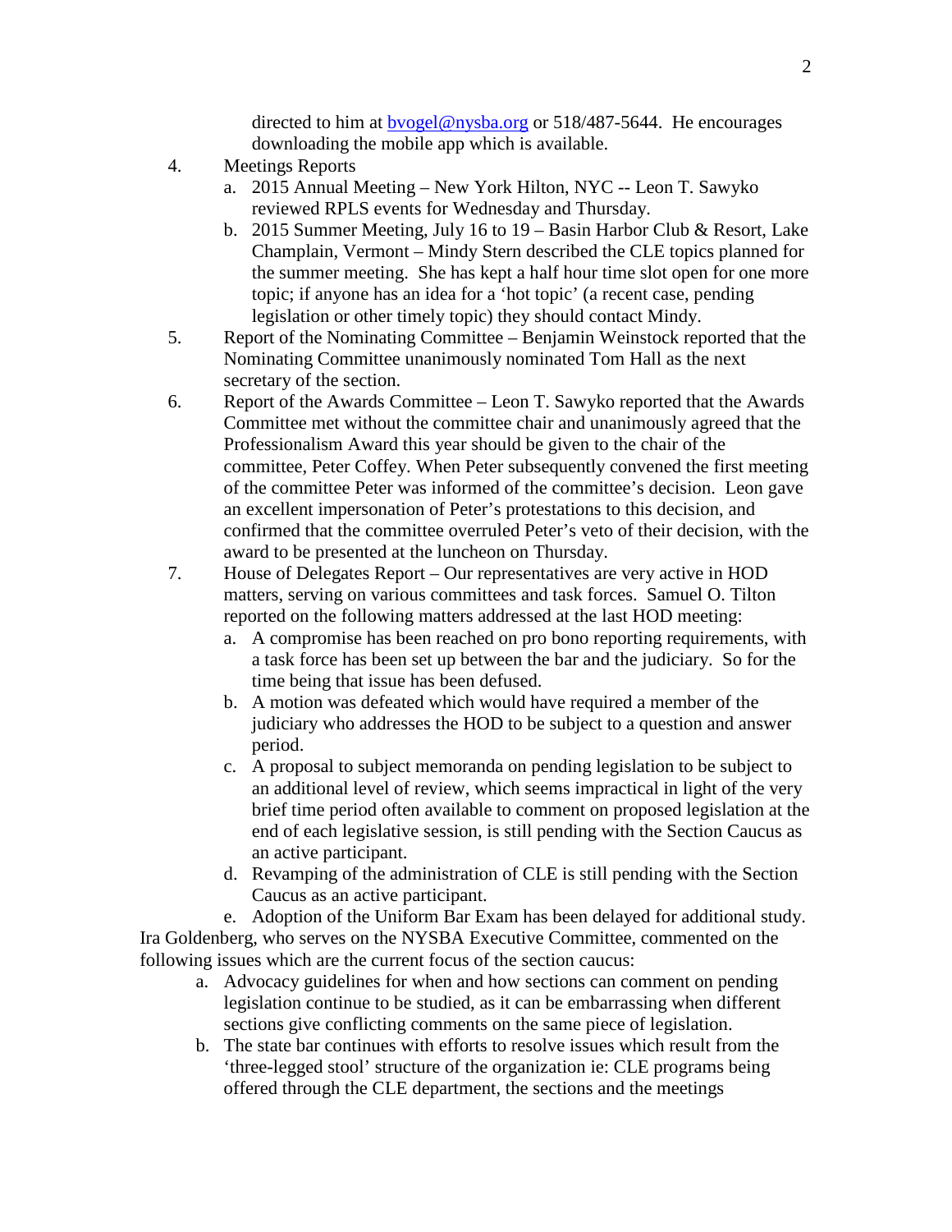directed to him at bvogel@nysba.org or 518/487-5644. He encourages downloading the mobile app which is available.

4. Meetings Reports
   a. 2015 Annual Meeting – New York Hilton, NYC -- Leon T. Sawyko reviewed RPLS events for Wednesday and Thursday.
   b. 2015 Summer Meeting, July 16 to 19 – Basin Harbor Club & Resort, Lake Champlain, Vermont – Mindy Stern described the CLE topics planned for the summer meeting. She has kept a half hour time slot open for one more topic; if anyone has an idea for a 'hot topic' (a recent case, pending legislation or other timely topic) they should contact Mindy.
5. Report of the Nominating Committee – Benjamin Weinstock reported that the Nominating Committee unanimously nominated Tom Hall as the next secretary of the section.
6. Report of the Awards Committee – Leon T. Sawyko reported that the Awards Committee met without the committee chair and unanimously agreed that the Professionalism Award this year should be given to the chair of the committee, Peter Coffey. When Peter subsequently convened the first meeting of the committee Peter was informed of the committee's decision. Leon gave an excellent impersonation of Peter's protestations to this decision, and confirmed that the committee overruled Peter's veto of their decision, with the award to be presented at the luncheon on Thursday.
7. House of Delegates Report – Our representatives are very active in HOD matters, serving on various committees and task forces. Samuel O. Tilton reported on the following matters addressed at the last HOD meeting:
   a. A compromise has been reached on pro bono reporting requirements, with a task force has been set up between the bar and the judiciary. So for the time being that issue has been defused.
   b. A motion was defeated which would have required a member of the judiciary who addresses the HOD to be subject to a question and answer period.
   c. A proposal to subject memoranda on pending legislation to be subject to an additional level of review, which seems impractical in light of the very brief time period often available to comment on proposed legislation at the end of each legislative session, is still pending with the Section Caucus as an active participant.
   d. Revamping of the administration of CLE is still pending with the Section Caucus as an active participant.
   e. Adoption of the Uniform Bar Exam has been delayed for additional study.

Ira Goldenberg, who serves on the NYSBA Executive Committee, commented on the following issues which are the current focus of the section caucus:

   a. Advocacy guidelines for when and how sections can comment on pending legislation continue to be studied, as it can be embarrassing when different sections give conflicting comments on the same piece of legislation.
   b. The state bar continues with efforts to resolve issues which result from the 'three-legged stool' structure of the organization ie: CLE programs being offered through the CLE department, the sections and the meetings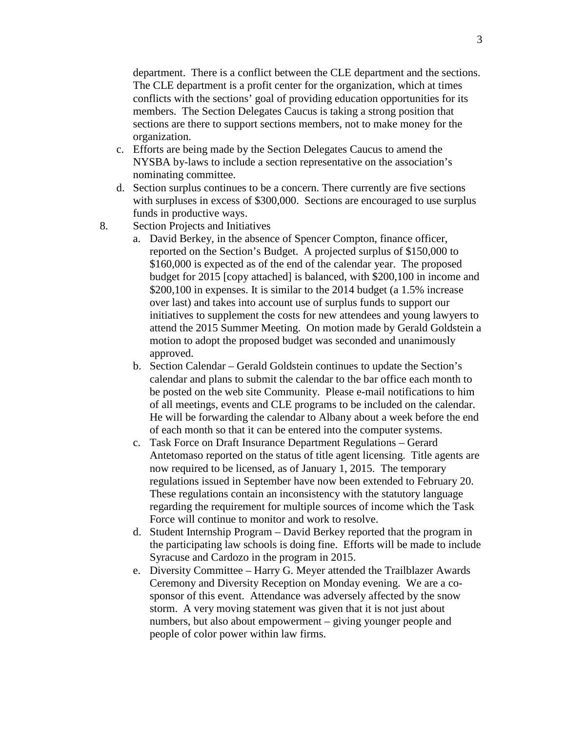department. There is a conflict between the CLE department and the sections. The CLE department is a profit center for the organization, which at times conflicts with the sections' goal of providing education opportunities for its members. The Section Delegates Caucus is taking a strong position that sections are there to support sections members, not to make money for the organization.

   c. Efforts are being made by the Section Delegates Caucus to amend the NYSBA by-laws to include a section representative on the association's nominating committee.
   d. Section surplus continues to be a concern. There currently are five sections with surpluses in excess of $300,000. Sections are encouraged to use surplus funds in productive ways.

8. Section Projects and Initiatives
   a. David Berkey, in the absence of Spencer Compton, finance officer, reported on the Section's Budget. A projected surplus of $150,000 to $160,000 is expected as of the end of the calendar year. The proposed budget for 2015 [copy attached] is balanced, with $200,100 in income and $200,100 in expenses. It is similar to the 2014 budget (a 1.5% increase over last) and takes into account use of surplus funds to support our initiatives to supplement the costs for new attendees and young lawyers to attend the 2015 Summer Meeting. On motion made by Gerald Goldstein a motion to adopt the proposed budget was seconded and unanimously approved.
   b. Section Calendar – Gerald Goldstein continues to update the Section's calendar and plans to submit the calendar to the bar office each month to be posted on the web site Community. Please e-mail notifications to him of all meetings, events and CLE programs to be included on the calendar. He will be forwarding the calendar to Albany about a week before the end of each month so that it can be entered into the computer systems.
   c. Task Force on Draft Insurance Department Regulations – Gerard Antetomaso reported on the status of title agent licensing. Title agents are now required to be licensed, as of January 1, 2015. The temporary regulations issued in September have now been extended to February 20. These regulations contain an inconsistency with the statutory language regarding the requirement for multiple sources of income which the Task Force will continue to monitor and work to resolve.
   d. Student Internship Program – David Berkey reported that the program in the participating law schools is doing fine. Efforts will be made to include Syracuse and Cardozo in the program in 2015.
   e. Diversity Committee – Harry G. Meyer attended the Trailblazer Awards Ceremony and Diversity Reception on Monday evening. We are a co-sponsor of this event. Attendance was adversely affected by the snow storm. A very moving statement was given that it is not just about numbers, but also about empowerment – giving younger people and people of color power within law firms.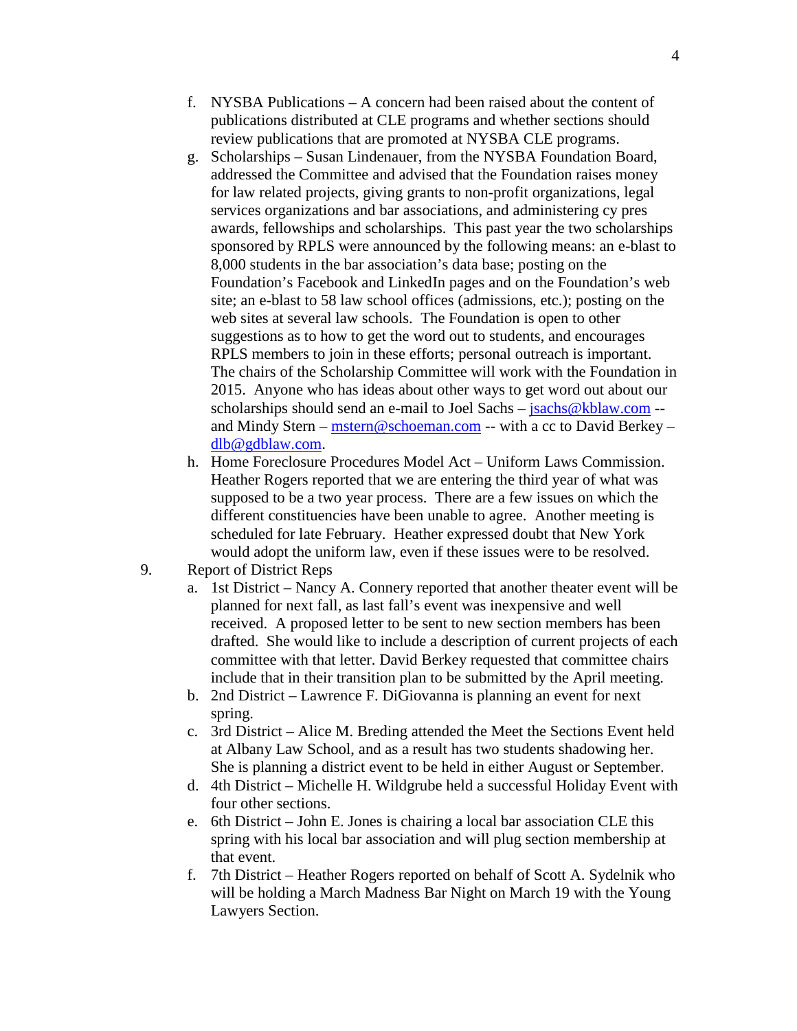f. NYSBA Publications – A concern had been raised about the content of publications distributed at CLE programs and whether sections should review publications that are promoted at NYSBA CLE programs.

g. Scholarships – Susan Lindenauer, from the NYSBA Foundation Board, addressed the Committee and advised that the Foundation raises money for law related projects, giving grants to non-profit organizations, legal services organizations and bar associations, and administering cy pres awards, fellowships and scholarships. This past year the two scholarships sponsored by RPLS were announced by the following means: an e-blast to 8,000 students in the bar association's data base; posting on the Foundation's Facebook and LinkedIn pages and on the Foundation's web site; an e-blast to 58 law school offices (admissions, etc.); posting on the web sites at several law schools. The Foundation is open to other suggestions as to how to get the word out to students, and encourages RPLS members to join in these efforts; personal outreach is important. The chairs of the Scholarship Committee will work with the Foundation in 2015. Anyone who has ideas about other ways to get word out about our scholarships should send an e-mail to Joel Sachs – jsachs@kblaw.com -- and Mindy Stern – mstern@schoeman.com -- with a cc to David Berkey – dlb@gdblaw.com.

h. Home Foreclosure Procedures Model Act – Uniform Laws Commission. Heather Rogers reported that we are entering the third year of what was supposed to be a two year process. There are a few issues on which the different constituencies have been unable to agree. Another meeting is scheduled for late February. Heather expressed doubt that New York would adopt the uniform law, even if these issues were to be resolved.

9. Report of District Reps

   a. 1st District – Nancy A. Connery reported that another theater event will be planned for next fall, as last fall's event was inexpensive and well received. A proposed letter to be sent to new section members has been drafted. She would like to include a description of current projects of each committee with that letter. David Berkey requested that committee chairs include that in their transition plan to be submitted by the April meeting.

   b. 2nd District – Lawrence F. DiGiovanna is planning an event for next spring.

   c. 3rd District – Alice M. Breding attended the Meet the Sections Event held at Albany Law School, and as a result has two students shadowing her. She is planning a district event to be held in either August or September.

   d. 4th District – Michelle H. Wildgrube held a successful Holiday Event with four other sections.

   e. 6th District – John E. Jones is chairing a local bar association CLE this spring with his local bar association and will plug section membership at that event.

   f. 7th District – Heather Rogers reported on behalf of Scott A. Sydelnik who will be holding a March Madness Bar Night on March 19 with the Young Lawyers Section.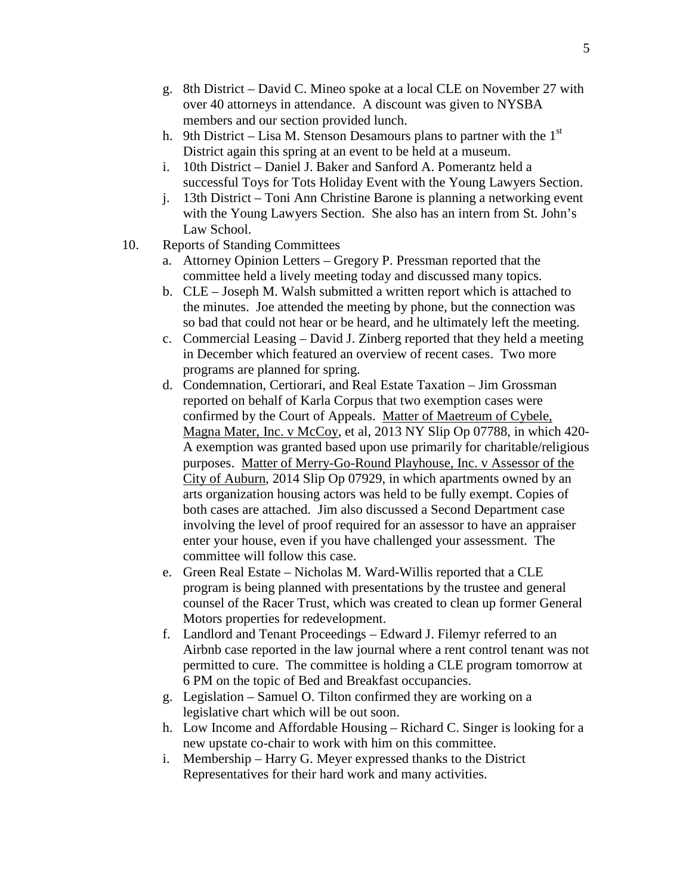g. 8th District – David C. Mineo spoke at a local CLE on November 27 with over 40 attorneys in attendance. A discount was given to NYSBA members and our section provided lunch.
h. 9th District – Lisa M. Stenson Desamours plans to partner with the 1st District again this spring at an event to be held at a museum.
i. 10th District – Daniel J. Baker and Sanford A. Pomerantz held a successful Toys for Tots Holiday Event with the Young Lawyers Section.
j. 13th District – Toni Ann Christine Barone is planning a networking event with the Young Lawyers Section. She also has an intern from St. John's Law School.

10. Reports of Standing Committees
    a. Attorney Opinion Letters – Gregory P. Pressman reported that the committee held a lively meeting today and discussed many topics.
    b. CLE – Joseph M. Walsh submitted a written report which is attached to the minutes. Joe attended the meeting by phone, but the connection was so bad that could not hear or be heard, and he ultimately left the meeting.
    c. Commercial Leasing – David J. Zinberg reported that they held a meeting in December which featured an overview of recent cases. Two more programs are planned for spring.
    d. Condemnation, Certiorari, and Real Estate Taxation – Jim Grossman reported on behalf of Karla Corpus that two exemption cases were confirmed by the Court of Appeals. Matter of Maetreum of Cybele, Magna Mater, Inc. v McCoy, et al, 2013 NY Slip Op 07788, in which 420-A exemption was granted based upon use primarily for charitable/religious purposes. Matter of Merry-Go-Round Playhouse, Inc. v Assessor of the City of Auburn, 2014 Slip Op 07929, in which apartments owned by an arts organization housing actors was held to be fully exempt. Copies of both cases are attached. Jim also discussed a Second Department case involving the level of proof required for an assessor to have an appraiser enter your house, even if you have challenged your assessment. The committee will follow this case.
    e. Green Real Estate – Nicholas M. Ward-Willis reported that a CLE program is being planned with presentations by the trustee and general counsel of the Racer Trust, which was created to clean up former General Motors properties for redevelopment.
    f. Landlord and Tenant Proceedings – Edward J. Filemyr referred to an Airbnb case reported in the law journal where a rent control tenant was not permitted to cure. The committee is holding a CLE program tomorrow at 6 PM on the topic of Bed and Breakfast occupancies.
    g. Legislation – Samuel O. Tilton confirmed they are working on a legislative chart which will be out soon.
    h. Low Income and Affordable Housing – Richard C. Singer is looking for a new upstate co-chair to work with him on this committee.
    i. Membership – Harry G. Meyer expressed thanks to the District Representatives for their hard work and many activities.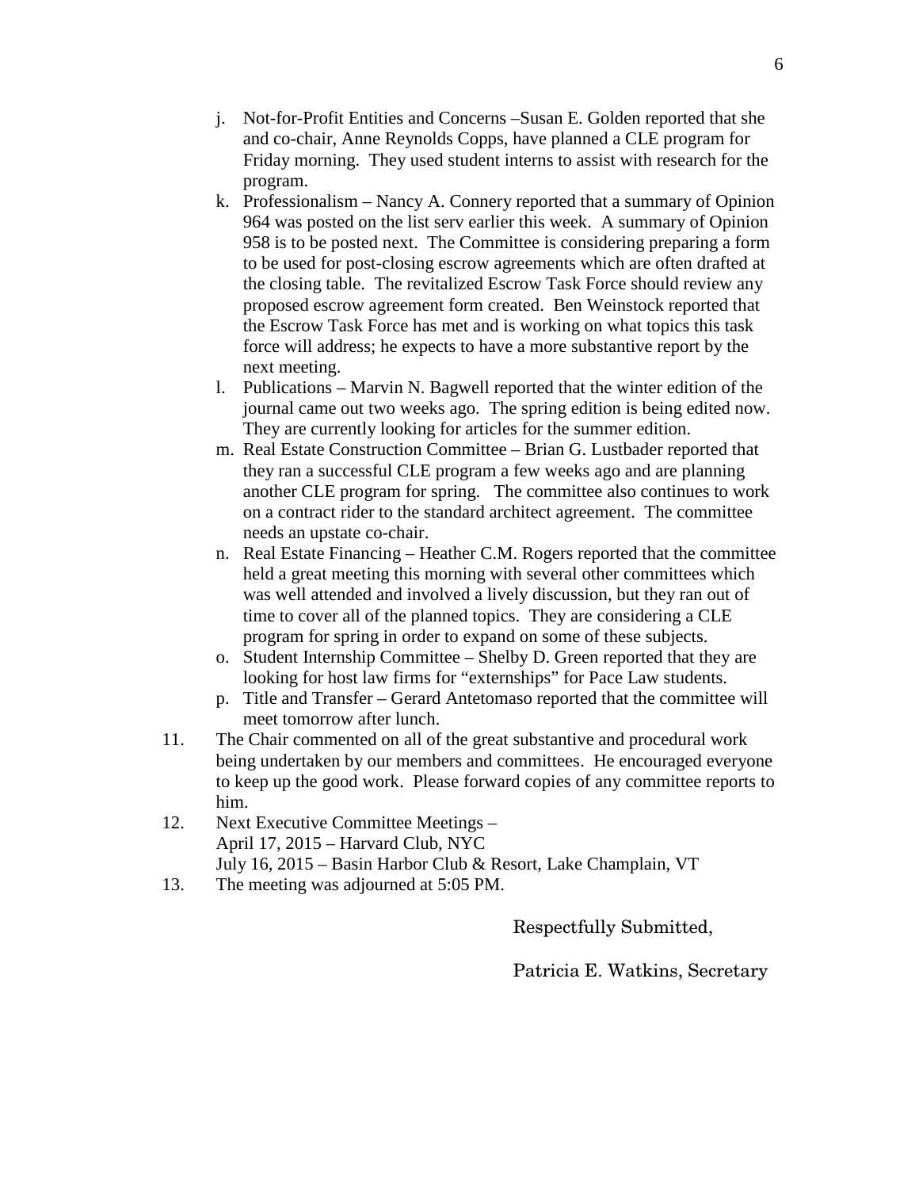j. Not-for-Profit Entities and Concerns –Susan E. Golden reported that she and co-chair, Anne Reynolds Copps, have planned a CLE program for Friday morning. They used student interns to assist with research for the program.

k. Professionalism – Nancy A. Connery reported that a summary of Opinion 964 was posted on the list serv earlier this week. A summary of Opinion 958 is to be posted next. The Committee is considering preparing a form to be used for post-closing escrow agreements which are often drafted at the closing table. The revitalized Escrow Task Force should review any proposed escrow agreement form created. Ben Weinstock reported that the Escrow Task Force has met and is working on what topics this task force will address; he expects to have a more substantive report by the next meeting.

l. Publications – Marvin N. Bagwell reported that the winter edition of the journal came out two weeks ago. The spring edition is being edited now. They are currently looking for articles for the summer edition.

m. Real Estate Construction Committee – Brian G. Lustbader reported that they ran a successful CLE program a few weeks ago and are planning another CLE program for spring. The committee also continues to work on a contract rider to the standard architect agreement. The committee needs an upstate co-chair.

n. Real Estate Financing – Heather C.M. Rogers reported that the committee held a great meeting this morning with several other committees which was well attended and involved a lively discussion, but they ran out of time to cover all of the planned topics. They are considering a CLE program for spring in order to expand on some of these subjects.

o. Student Internship Committee – Shelby D. Green reported that they are looking for host law firms for "externships" for Pace Law students.

p. Title and Transfer – Gerard Antetomaso reported that the committee will meet tomorrow after lunch.

11. The Chair commented on all of the great substantive and procedural work being undertaken by our members and committees. He encouraged everyone to keep up the good work. Please forward copies of any committee reports to him.

12. Next Executive Committee Meetings –
April 17, 2015 – Harvard Club, NYC
July 16, 2015 – Basin Harbor Club & Resort, Lake Champlain, VT

13. The meeting was adjourned at 5:05 PM.

Respectfully Submitted,

Patricia E. Watkins, Secretary